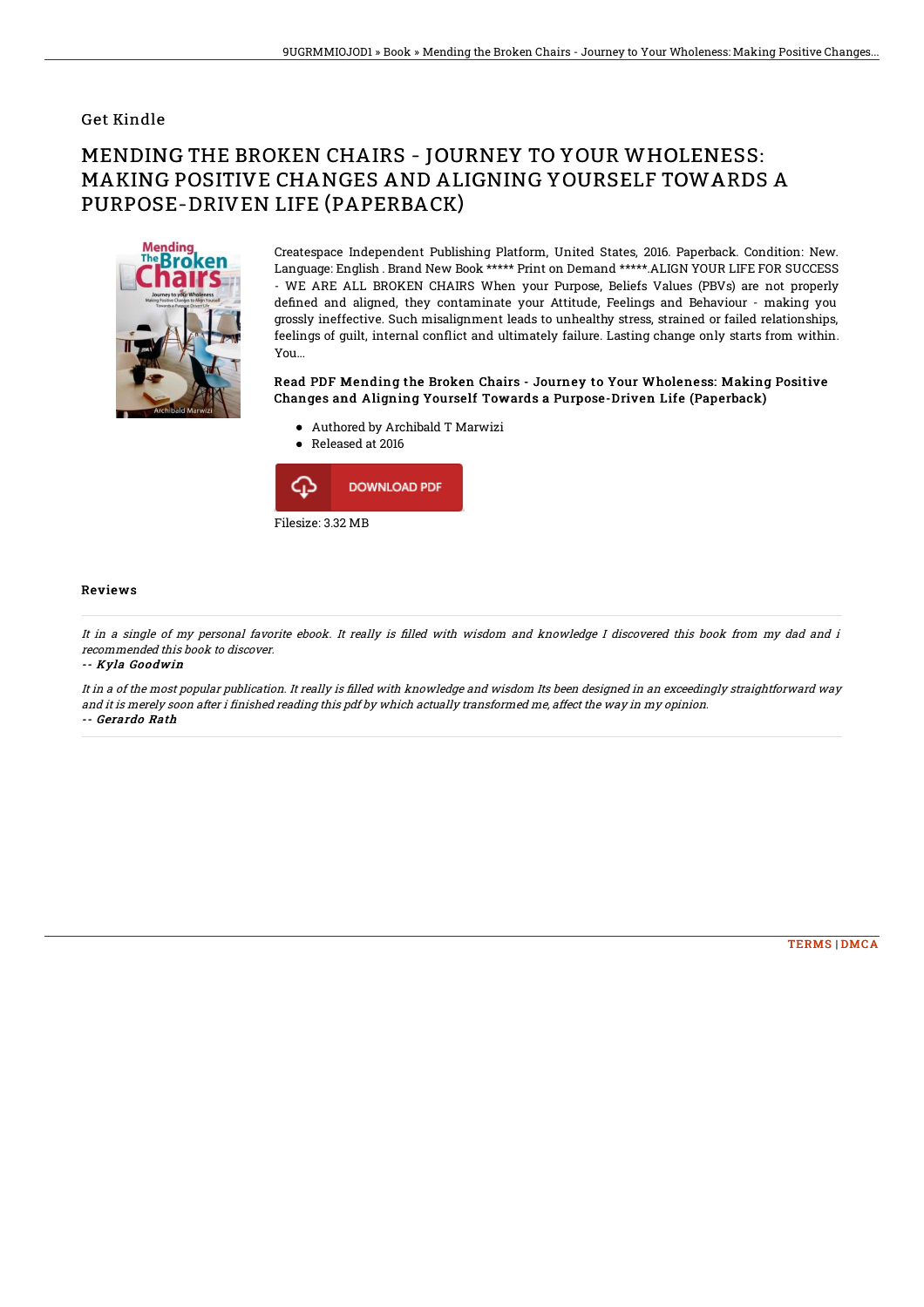Get Kindle

# MENDING THE BROKEN CHAIRS - JOURNEY TO YOUR WHOLENESS: MAKING POSITIVE CHANGES AND ALIGNING YOURSELF TOWARDS A PURPOSE-DRIVEN LIFE (PAPERBACK)

Createspace Independent Publishing Platform, United States, 2016. Paperback. Condition: New. Language: English . Brand New Book ***** Print on Demand *****.ALIGN YOUR LIFE FOR SUCCESS - WE ARE ALL BROKEN CHAIRS When your Purpose, Beliefs Values (PBVs) are not properly defined and aligned, they contaminate your Attitude, Feelings and Behaviour - making you grossly ineffective. Such misalignment leads to unhealthy stress, strained or failed relationships, feelings of guilt, internal conflict and ultimately failure. Lasting change only starts from within. You...

**Read PDF Mending the Broken Chairs - Journey to Your Wholeness: Making Positive Changes and Aligning Yourself Towards a Purpose-Driven Life (Paperback)**

- Authored by Archibald T Marwizi
- Released at 2016

DOWNLOAD PDF

Filesize: 3.32 MB

### Reviews

*It in a single of my personal favorite ebook. It really is filled with wisdom and knowledge I discovered this book from my dad and i recommended this book to discover.*

*-- Kyla Goodwin*

*It in a of the most popular publication. It really is filled with knowledge and wisdom Its been designed in an exceedingly straightforward way and it is merely soon after i finished reading this pdf by which actually transformed me, affect the way in my opinion.*

*-- Gerardo Rath*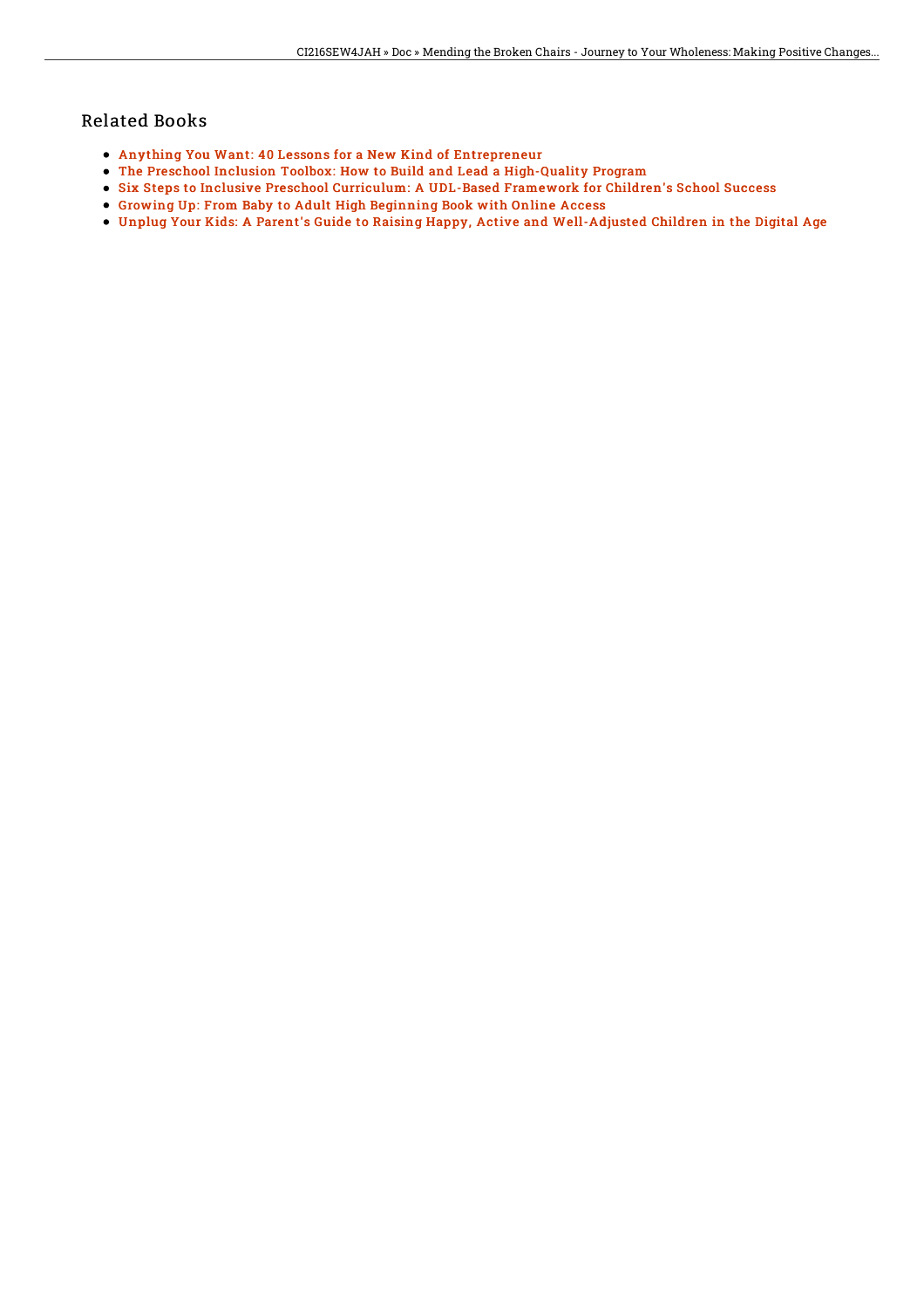## Related Books

- Anything You Want: 40 Lessons for a New Kind of Entrepreneur
- The Preschool Inclusion Toolbox: How to Build and Lead a High-Quality Program
- Six Steps to Inclusive Preschool Curriculum: A UDL-Based Framework for Children's School Success
- Growing Up: From Baby to Adult High Beginning Book with Online Access
- Unplug Your Kids: A Parent's Guide to Raising Happy, Active and Well-Adjusted Children in the Digital Age